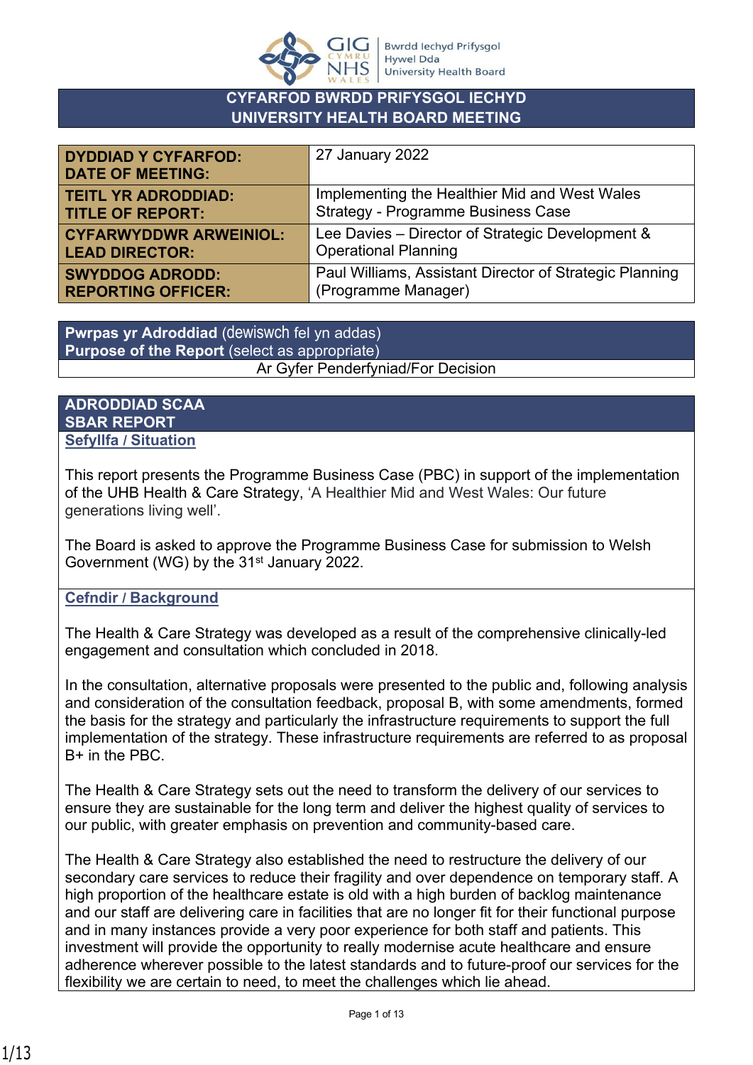Bwrdd Iechyd Prifysgol Hywel Dda University Health Board

# CYFARFOD BWRDD PRIFYSGOL IECHYD
# UNIVERSITY HEALTH BOARD MEETING

| | |
|---|---|
| **DYDDIAD Y CYFARFOD: DATE OF MEETING:** | 27 January 2022 |
| **TEITL YR ADRODDIAD: TITLE OF REPORT:** | Implementing the Healthier Mid and West Wales Strategy - Programme Business Case |
| **CYFARWYDDWR ARWEINIOL: LEAD DIRECTOR:** | Lee Davies – Director of Strategic Development & Operational Planning |
| **SWYDDOG ADRODD: REPORTING OFFICER:** | Paul Williams, Assistant Director of Strategic Planning (Programme Manager) |

**Pwrpas yr Adroddiad** (dewiswch fel yn addas)
**Purpose of the Report** (select as appropriate)

Ar Gyfer Penderfyniad/For Decision

## ADRODDIAD SCAA
## SBAR REPORT

### Sefyllfa / Situation

This report presents the Programme Business Case (PBC) in support of the implementation of the UHB Health & Care Strategy, 'A Healthier Mid and West Wales: Our future generations living well'.

The Board is asked to approve the Programme Business Case for submission to Welsh Government (WG) by the 31st January 2022.

### Cefndir / Background

The Health & Care Strategy was developed as a result of the comprehensive clinically-led engagement and consultation which concluded in 2018.

In the consultation, alternative proposals were presented to the public and, following analysis and consideration of the consultation feedback, proposal B, with some amendments, formed the basis for the strategy and particularly the infrastructure requirements to support the full implementation of the strategy. These infrastructure requirements are referred to as proposal B+ in the PBC.

The Health & Care Strategy sets out the need to transform the delivery of our services to ensure they are sustainable for the long term and deliver the highest quality of services to our public, with greater emphasis on prevention and community-based care.

The Health & Care Strategy also established the need to restructure the delivery of our secondary care services to reduce their fragility and over dependence on temporary staff. A high proportion of the healthcare estate is old with a high burden of backlog maintenance and our staff are delivering care in facilities that are no longer fit for their functional purpose and in many instances provide a very poor experience for both staff and patients. This investment will provide the opportunity to really modernise acute healthcare and ensure adherence wherever possible to the latest standards and to future-proof our services for the flexibility we are certain to need, to meet the challenges which lie ahead.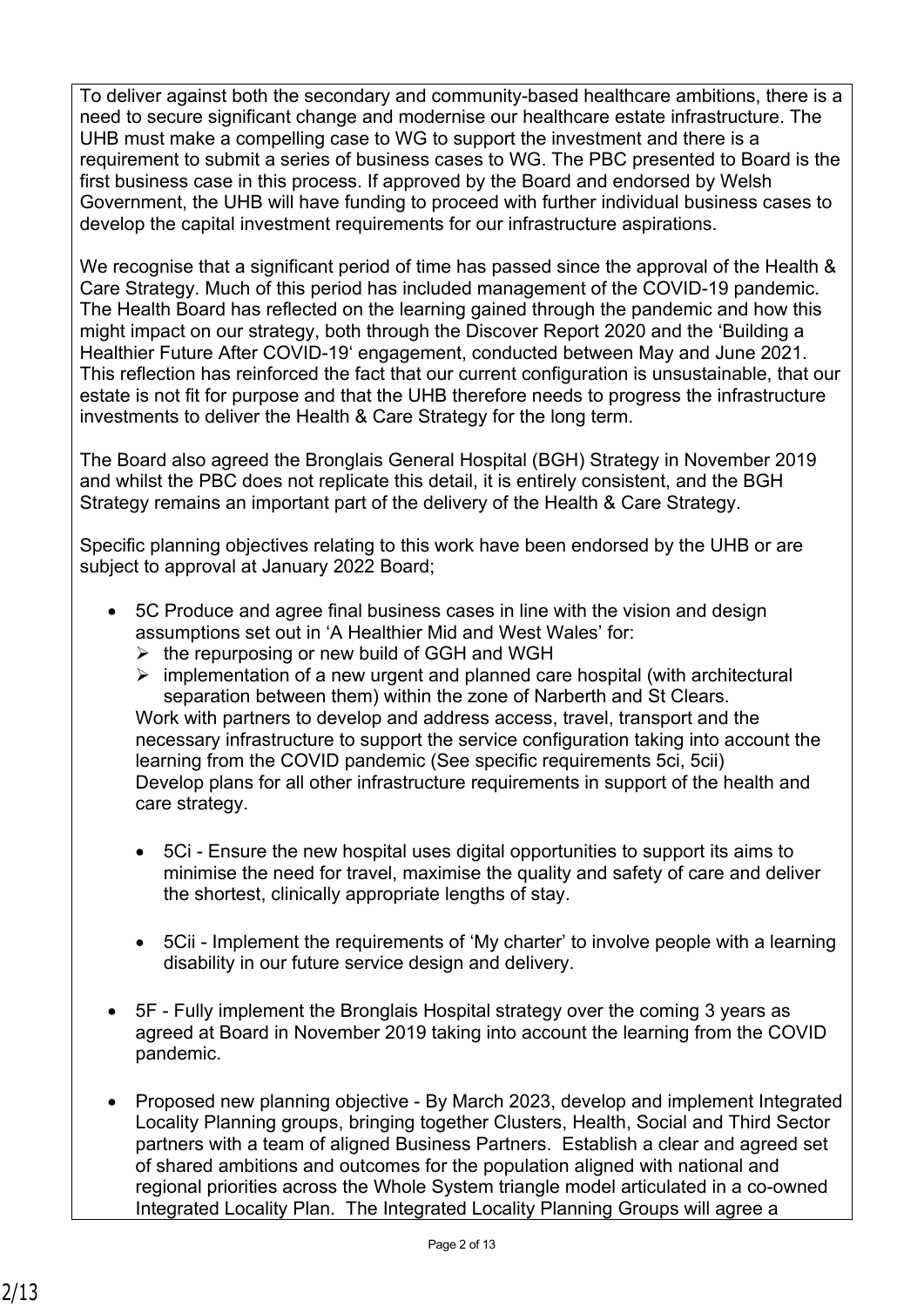To deliver against both the secondary and community-based healthcare ambitions, there is a need to secure significant change and modernise our healthcare estate infrastructure. The UHB must make a compelling case to WG to support the investment and there is a requirement to submit a series of business cases to WG. The PBC presented to Board is the first business case in this process. If approved by the Board and endorsed by Welsh Government, the UHB will have funding to proceed with further individual business cases to develop the capital investment requirements for our infrastructure aspirations.

We recognise that a significant period of time has passed since the approval of the Health & Care Strategy. Much of this period has included management of the COVID-19 pandemic. The Health Board has reflected on the learning gained through the pandemic and how this might impact on our strategy, both through the Discover Report 2020 and the 'Building a Healthier Future After COVID-19' engagement, conducted between May and June 2021. This reflection has reinforced the fact that our current configuration is unsustainable, that our estate is not fit for purpose and that the UHB therefore needs to progress the infrastructure investments to deliver the Health & Care Strategy for the long term.

The Board also agreed the Bronglais General Hospital (BGH) Strategy in November 2019 and whilst the PBC does not replicate this detail, it is entirely consistent, and the BGH Strategy remains an important part of the delivery of the Health & Care Strategy.

Specific planning objectives relating to this work have been endorsed by the UHB or are subject to approval at January 2022 Board;

- 5C Produce and agree final business cases in line with the vision and design assumptions set out in 'A Healthier Mid and West Wales' for:
  - the repurposing or new build of GGH and WGH
  - implementation of a new urgent and planned care hospital (with architectural separation between them) within the zone of Narberth and St Clears.

  Work with partners to develop and address access, travel, transport and the necessary infrastructure to support the service configuration taking into account the learning from the COVID pandemic (See specific requirements 5ci, 5cii)
  Develop plans for all other infrastructure requirements in support of the health and care strategy.

  - 5Ci - Ensure the new hospital uses digital opportunities to support its aims to minimise the need for travel, maximise the quality and safety of care and deliver the shortest, clinically appropriate lengths of stay.

  - 5Cii - Implement the requirements of 'My charter' to involve people with a learning disability in our future service design and delivery.

- 5F - Fully implement the Bronglais Hospital strategy over the coming 3 years as agreed at Board in November 2019 taking into account the learning from the COVID pandemic.

- Proposed new planning objective - By March 2023, develop and implement Integrated Locality Planning groups, bringing together Clusters, Health, Social and Third Sector partners with a team of aligned Business Partners. Establish a clear and agreed set of shared ambitions and outcomes for the population aligned with national and regional priorities across the Whole System triangle model articulated in a co-owned Integrated Locality Plan. The Integrated Locality Planning Groups will agree a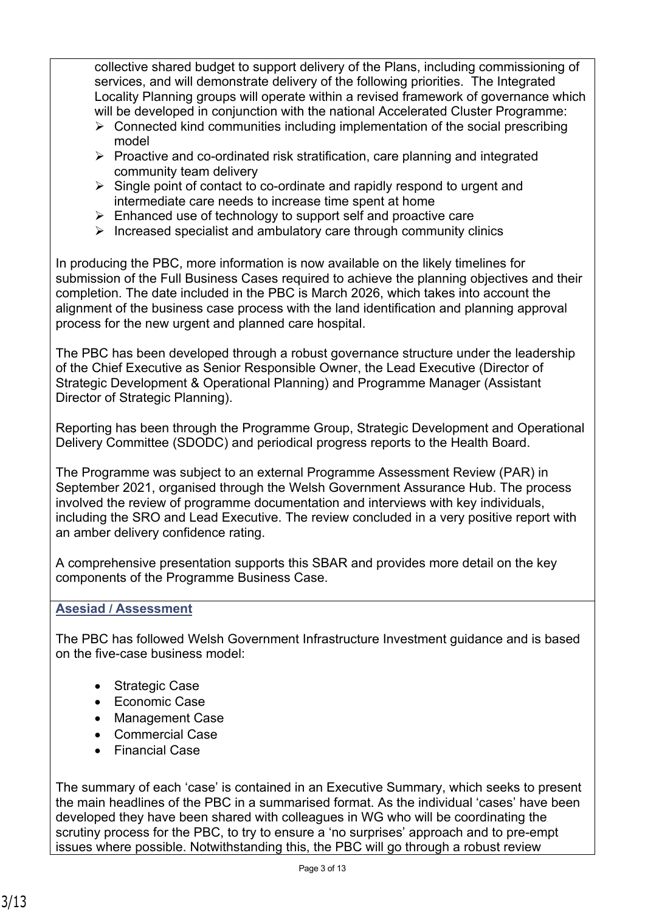collective shared budget to support delivery of the Plans, including commissioning of services, and will demonstrate delivery of the following priorities. The Integrated Locality Planning groups will operate within a revised framework of governance which will be developed in conjunction with the national Accelerated Cluster Programme:

- Connected kind communities including implementation of the social prescribing model
- Proactive and co-ordinated risk stratification, care planning and integrated community team delivery
- Single point of contact to co-ordinate and rapidly respond to urgent and intermediate care needs to increase time spent at home
- Enhanced use of technology to support self and proactive care
- Increased specialist and ambulatory care through community clinics

In producing the PBC, more information is now available on the likely timelines for submission of the Full Business Cases required to achieve the planning objectives and their completion. The date included in the PBC is March 2026, which takes into account the alignment of the business case process with the land identification and planning approval process for the new urgent and planned care hospital.

The PBC has been developed through a robust governance structure under the leadership of the Chief Executive as Senior Responsible Owner, the Lead Executive (Director of Strategic Development & Operational Planning) and Programme Manager (Assistant Director of Strategic Planning).

Reporting has been through the Programme Group, Strategic Development and Operational Delivery Committee (SDODC) and periodical progress reports to the Health Board.

The Programme was subject to an external Programme Assessment Review (PAR) in September 2021, organised through the Welsh Government Assurance Hub. The process involved the review of programme documentation and interviews with key individuals, including the SRO and Lead Executive. The review concluded in a very positive report with an amber delivery confidence rating.

A comprehensive presentation supports this SBAR and provides more detail on the key components of the Programme Business Case.

## Asesiad / Assessment

The PBC has followed Welsh Government Infrastructure Investment guidance and is based on the five-case business model:

- Strategic Case
- Economic Case
- Management Case
- Commercial Case
- Financial Case

The summary of each 'case' is contained in an Executive Summary, which seeks to present the main headlines of the PBC in a summarised format. As the individual 'cases' have been developed they have been shared with colleagues in WG who will be coordinating the scrutiny process for the PBC, to try to ensure a 'no surprises' approach and to pre-empt issues where possible. Notwithstanding this, the PBC will go through a robust review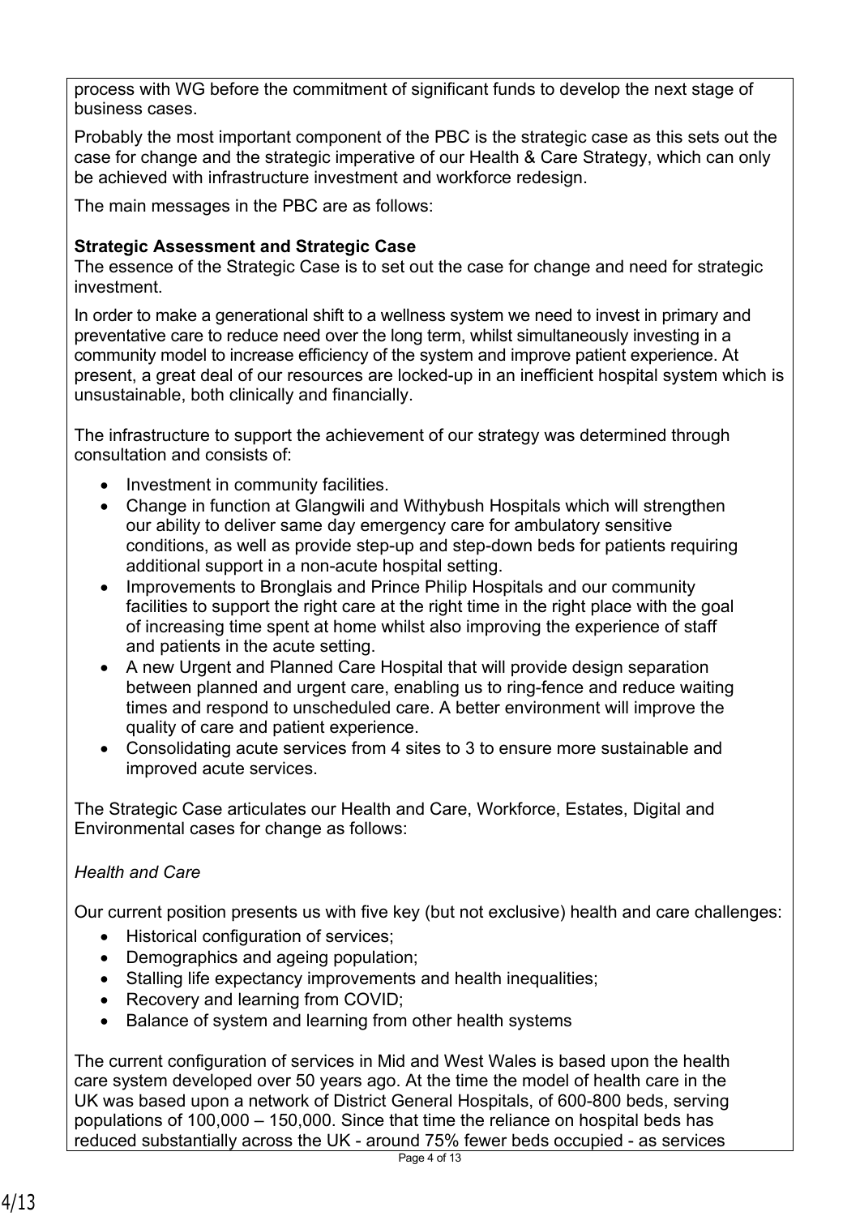process with WG before the commitment of significant funds to develop the next stage of business cases.

Probably the most important component of the PBC is the strategic case as this sets out the case for change and the strategic imperative of our Health & Care Strategy, which can only be achieved with infrastructure investment and workforce redesign.

The main messages in the PBC are as follows:

**Strategic Assessment and Strategic Case**

The essence of the Strategic Case is to set out the case for change and need for strategic investment.

In order to make a generational shift to a wellness system we need to invest in primary and preventative care to reduce need over the long term, whilst simultaneously investing in a community model to increase efficiency of the system and improve patient experience. At present, a great deal of our resources are locked-up in an inefficient hospital system which is unsustainable, both clinically and financially.

The infrastructure to support the achievement of our strategy was determined through consultation and consists of:

- Investment in community facilities.
- Change in function at Glangwili and Withybush Hospitals which will strengthen our ability to deliver same day emergency care for ambulatory sensitive conditions, as well as provide step-up and step-down beds for patients requiring additional support in a non-acute hospital setting.
- Improvements to Bronglais and Prince Philip Hospitals and our community facilities to support the right care at the right time in the right place with the goal of increasing time spent at home whilst also improving the experience of staff and patients in the acute setting.
- A new Urgent and Planned Care Hospital that will provide design separation between planned and urgent care, enabling us to ring-fence and reduce waiting times and respond to unscheduled care. A better environment will improve the quality of care and patient experience.
- Consolidating acute services from 4 sites to 3 to ensure more sustainable and improved acute services.

The Strategic Case articulates our Health and Care, Workforce, Estates, Digital and Environmental cases for change as follows:

*Health and Care*

Our current position presents us with five key (but not exclusive) health and care challenges:

- Historical configuration of services;
- Demographics and ageing population;
- Stalling life expectancy improvements and health inequalities;
- Recovery and learning from COVID;
- Balance of system and learning from other health systems

The current configuration of services in Mid and West Wales is based upon the health care system developed over 50 years ago. At the time the model of health care in the UK was based upon a network of District General Hospitals, of 600-800 beds, serving populations of 100,000 – 150,000. Since that time the reliance on hospital beds has reduced substantially across the UK - around 75% fewer beds occupied - as services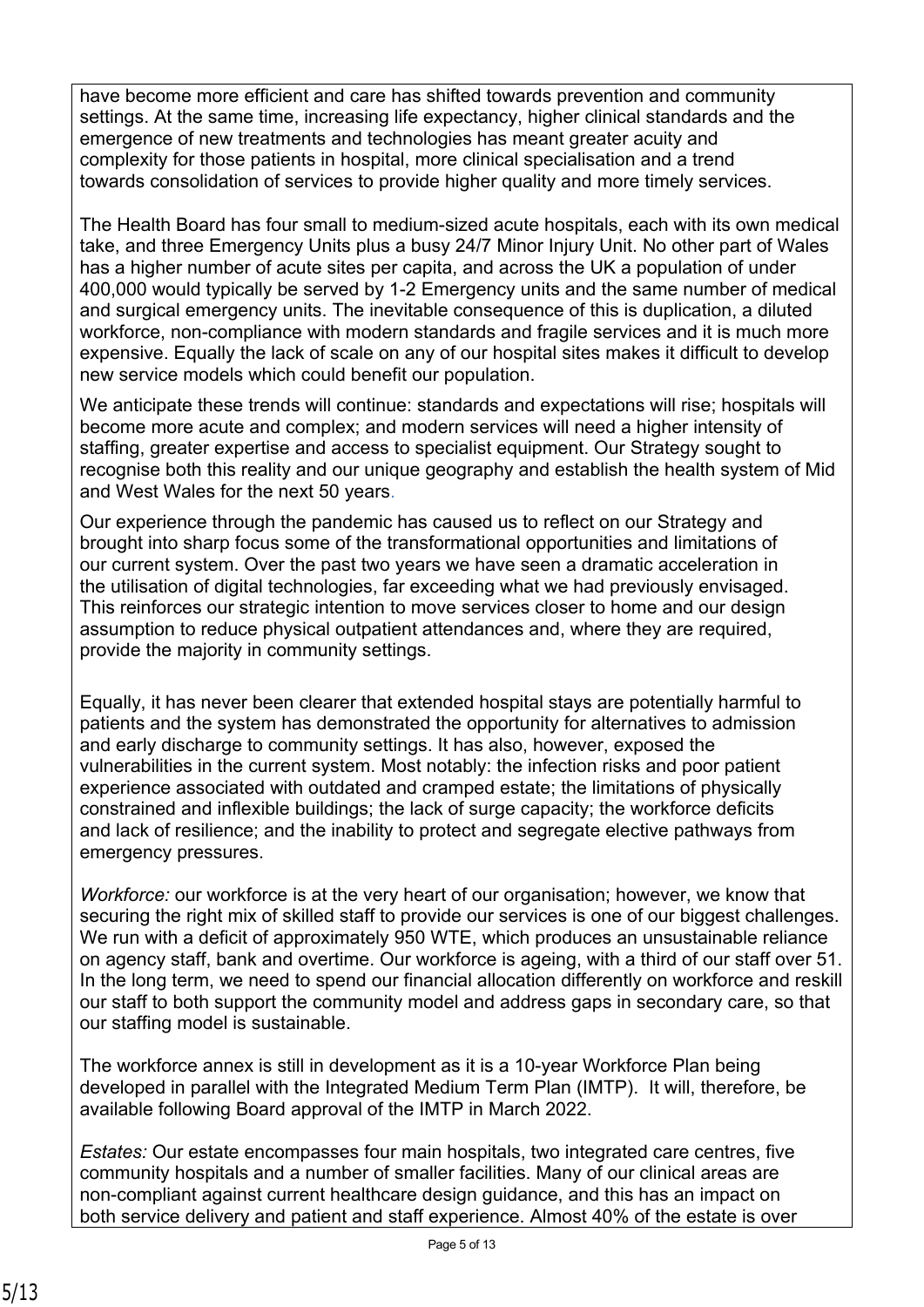have become more efficient and care has shifted towards prevention and community settings. At the same time, increasing life expectancy, higher clinical standards and the emergence of new treatments and technologies has meant greater acuity and complexity for those patients in hospital, more clinical specialisation and a trend towards consolidation of services to provide higher quality and more timely services.

The Health Board has four small to medium-sized acute hospitals, each with its own medical take, and three Emergency Units plus a busy 24/7 Minor Injury Unit. No other part of Wales has a higher number of acute sites per capita, and across the UK a population of under 400,000 would typically be served by 1-2 Emergency units and the same number of medical and surgical emergency units. The inevitable consequence of this is duplication, a diluted workforce, non-compliance with modern standards and fragile services and it is much more expensive. Equally the lack of scale on any of our hospital sites makes it difficult to develop new service models which could benefit our population.

We anticipate these trends will continue: standards and expectations will rise; hospitals will become more acute and complex; and modern services will need a higher intensity of staffing, greater expertise and access to specialist equipment. Our Strategy sought to recognise both this reality and our unique geography and establish the health system of Mid and West Wales for the next 50 years.

Our experience through the pandemic has caused us to reflect on our Strategy and brought into sharp focus some of the transformational opportunities and limitations of our current system. Over the past two years we have seen a dramatic acceleration in the utilisation of digital technologies, far exceeding what we had previously envisaged. This reinforces our strategic intention to move services closer to home and our design assumption to reduce physical outpatient attendances and, where they are required, provide the majority in community settings.

Equally, it has never been clearer that extended hospital stays are potentially harmful to patients and the system has demonstrated the opportunity for alternatives to admission and early discharge to community settings. It has also, however, exposed the vulnerabilities in the current system. Most notably: the infection risks and poor patient experience associated with outdated and cramped estate; the limitations of physically constrained and inflexible buildings; the lack of surge capacity; the workforce deficits and lack of resilience; and the inability to protect and segregate elective pathways from emergency pressures.

*Workforce:* our workforce is at the very heart of our organisation; however, we know that securing the right mix of skilled staff to provide our services is one of our biggest challenges. We run with a deficit of approximately 950 WTE, which produces an unsustainable reliance on agency staff, bank and overtime. Our workforce is ageing, with a third of our staff over 51. In the long term, we need to spend our financial allocation differently on workforce and reskill our staff to both support the community model and address gaps in secondary care, so that our staffing model is sustainable.

The workforce annex is still in development as it is a 10-year Workforce Plan being developed in parallel with the Integrated Medium Term Plan (IMTP). It will, therefore, be available following Board approval of the IMTP in March 2022.

*Estates:* Our estate encompasses four main hospitals, two integrated care centres, five community hospitals and a number of smaller facilities. Many of our clinical areas are non-compliant against current healthcare design guidance, and this has an impact on both service delivery and patient and staff experience. Almost 40% of the estate is over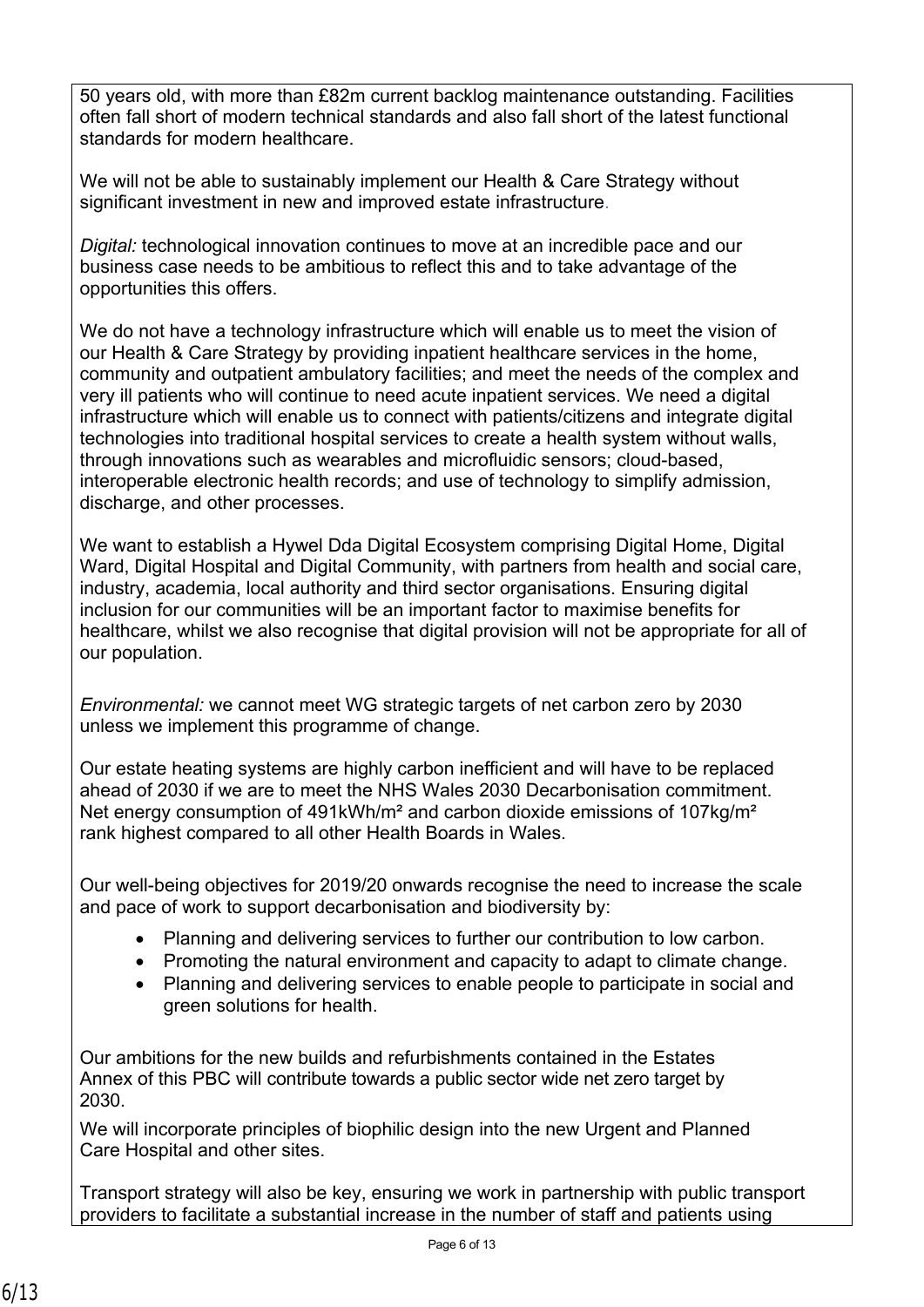50 years old, with more than £82m current backlog maintenance outstanding. Facilities often fall short of modern technical standards and also fall short of the latest functional standards for modern healthcare.

We will not be able to sustainably implement our Health & Care Strategy without significant investment in new and improved estate infrastructure.

*Digital:* technological innovation continues to move at an incredible pace and our business case needs to be ambitious to reflect this and to take advantage of the opportunities this offers.

We do not have a technology infrastructure which will enable us to meet the vision of our Health & Care Strategy by providing inpatient healthcare services in the home, community and outpatient ambulatory facilities; and meet the needs of the complex and very ill patients who will continue to need acute inpatient services. We need a digital infrastructure which will enable us to connect with patients/citizens and integrate digital technologies into traditional hospital services to create a health system without walls, through innovations such as wearables and microfluidic sensors; cloud-based, interoperable electronic health records; and use of technology to simplify admission, discharge, and other processes.

We want to establish a Hywel Dda Digital Ecosystem comprising Digital Home, Digital Ward, Digital Hospital and Digital Community, with partners from health and social care, industry, academia, local authority and third sector organisations. Ensuring digital inclusion for our communities will be an important factor to maximise benefits for healthcare, whilst we also recognise that digital provision will not be appropriate for all of our population.

*Environmental:* we cannot meet WG strategic targets of net carbon zero by 2030 unless we implement this programme of change.

Our estate heating systems are highly carbon inefficient and will have to be replaced ahead of 2030 if we are to meet the NHS Wales 2030 Decarbonisation commitment. Net energy consumption of 491kWh/m² and carbon dioxide emissions of 107kg/m² rank highest compared to all other Health Boards in Wales.

Our well-being objectives for 2019/20 onwards recognise the need to increase the scale and pace of work to support decarbonisation and biodiversity by:

- Planning and delivering services to further our contribution to low carbon.
- Promoting the natural environment and capacity to adapt to climate change.
- Planning and delivering services to enable people to participate in social and green solutions for health.

Our ambitions for the new builds and refurbishments contained in the Estates Annex of this PBC will contribute towards a public sector wide net zero target by 2030.

We will incorporate principles of biophilic design into the new Urgent and Planned Care Hospital and other sites.

Transport strategy will also be key, ensuring we work in partnership with public transport providers to facilitate a substantial increase in the number of staff and patients using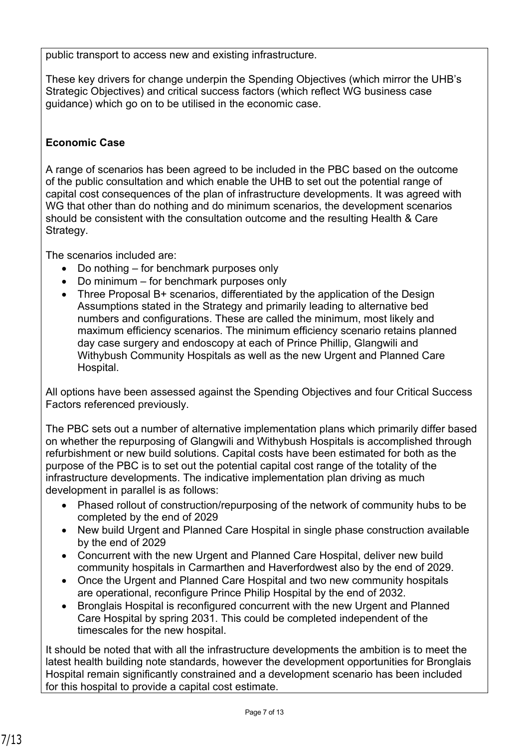public transport to access new and existing infrastructure.

These key drivers for change underpin the Spending Objectives (which mirror the UHB's Strategic Objectives) and critical success factors (which reflect WG business case guidance) which go on to be utilised in the economic case.

**Economic Case**

A range of scenarios has been agreed to be included in the PBC based on the outcome of the public consultation and which enable the UHB to set out the potential range of capital cost consequences of the plan of infrastructure developments. It was agreed with WG that other than do nothing and do minimum scenarios, the development scenarios should be consistent with the consultation outcome and the resulting Health & Care Strategy.

The scenarios included are:

- Do nothing – for benchmark purposes only
- Do minimum – for benchmark purposes only
- Three Proposal B+ scenarios, differentiated by the application of the Design Assumptions stated in the Strategy and primarily leading to alternative bed numbers and configurations. These are called the minimum, most likely and maximum efficiency scenarios. The minimum efficiency scenario retains planned day case surgery and endoscopy at each of Prince Phillip, Glangwili and Withybush Community Hospitals as well as the new Urgent and Planned Care Hospital.

All options have been assessed against the Spending Objectives and four Critical Success Factors referenced previously.

The PBC sets out a number of alternative implementation plans which primarily differ based on whether the repurposing of Glangwili and Withybush Hospitals is accomplished through refurbishment or new build solutions. Capital costs have been estimated for both as the purpose of the PBC is to set out the potential capital cost range of the totality of the infrastructure developments. The indicative implementation plan driving as much development in parallel is as follows:

- Phased rollout of construction/repurposing of the network of community hubs to be completed by the end of 2029
- New build Urgent and Planned Care Hospital in single phase construction available by the end of 2029
- Concurrent with the new Urgent and Planned Care Hospital, deliver new build community hospitals in Carmarthen and Haverfordwest also by the end of 2029.
- Once the Urgent and Planned Care Hospital and two new community hospitals are operational, reconfigure Prince Philip Hospital by the end of 2032.
- Bronglais Hospital is reconfigured concurrent with the new Urgent and Planned Care Hospital by spring 2031. This could be completed independent of the timescales for the new hospital.

It should be noted that with all the infrastructure developments the ambition is to meet the latest health building note standards, however the development opportunities for Bronglais Hospital remain significantly constrained and a development scenario has been included for this hospital to provide a capital cost estimate.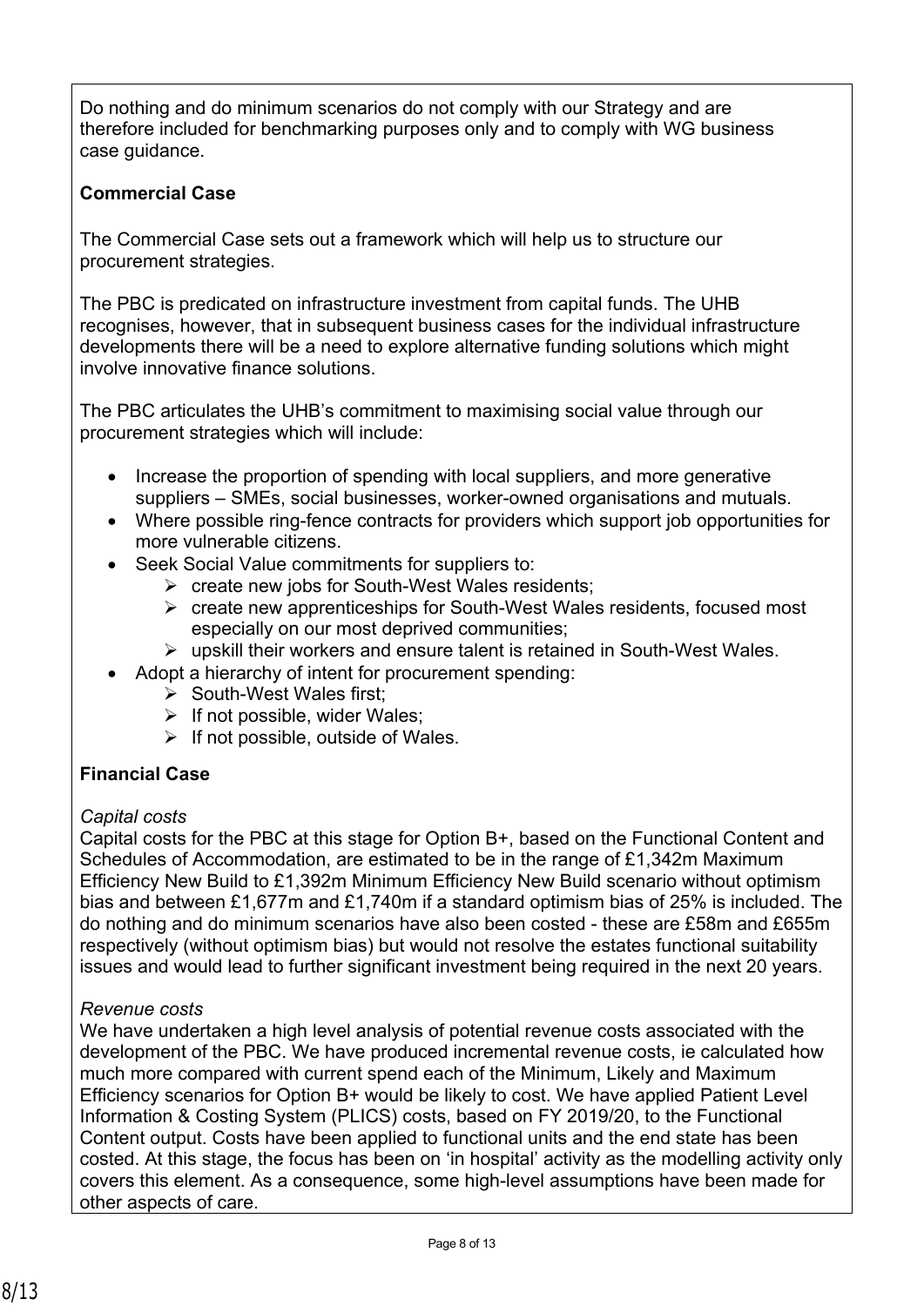Do nothing and do minimum scenarios do not comply with our Strategy and are therefore included for benchmarking purposes only and to comply with WG business case guidance.

**Commercial Case**

The Commercial Case sets out a framework which will help us to structure our procurement strategies.

The PBC is predicated on infrastructure investment from capital funds. The UHB recognises, however, that in subsequent business cases for the individual infrastructure developments there will be a need to explore alternative funding solutions which might involve innovative finance solutions.

The PBC articulates the UHB's commitment to maximising social value through our procurement strategies which will include:

- Increase the proportion of spending with local suppliers, and more generative suppliers – SMEs, social businesses, worker-owned organisations and mutuals.
- Where possible ring-fence contracts for providers which support job opportunities for more vulnerable citizens.
- Seek Social Value commitments for suppliers to:
  - create new jobs for South-West Wales residents;
  - create new apprenticeships for South-West Wales residents, focused most especially on our most deprived communities;
  - upskill their workers and ensure talent is retained in South-West Wales.
- Adopt a hierarchy of intent for procurement spending:
  - South-West Wales first;
  - If not possible, wider Wales;
  - If not possible, outside of Wales.

**Financial Case**

*Capital costs*
Capital costs for the PBC at this stage for Option B+, based on the Functional Content and Schedules of Accommodation, are estimated to be in the range of £1,342m Maximum Efficiency New Build to £1,392m Minimum Efficiency New Build scenario without optimism bias and between £1,677m and £1,740m if a standard optimism bias of 25% is included. The do nothing and do minimum scenarios have also been costed - these are £58m and £655m respectively (without optimism bias) but would not resolve the estates functional suitability issues and would lead to further significant investment being required in the next 20 years.

*Revenue costs*
We have undertaken a high level analysis of potential revenue costs associated with the development of the PBC. We have produced incremental revenue costs, ie calculated how much more compared with current spend each of the Minimum, Likely and Maximum Efficiency scenarios for Option B+ would be likely to cost. We have applied Patient Level Information & Costing System (PLICS) costs, based on FY 2019/20, to the Functional Content output. Costs have been applied to functional units and the end state has been costed. At this stage, the focus has been on 'in hospital' activity as the modelling activity only covers this element. As a consequence, some high-level assumptions have been made for other aspects of care.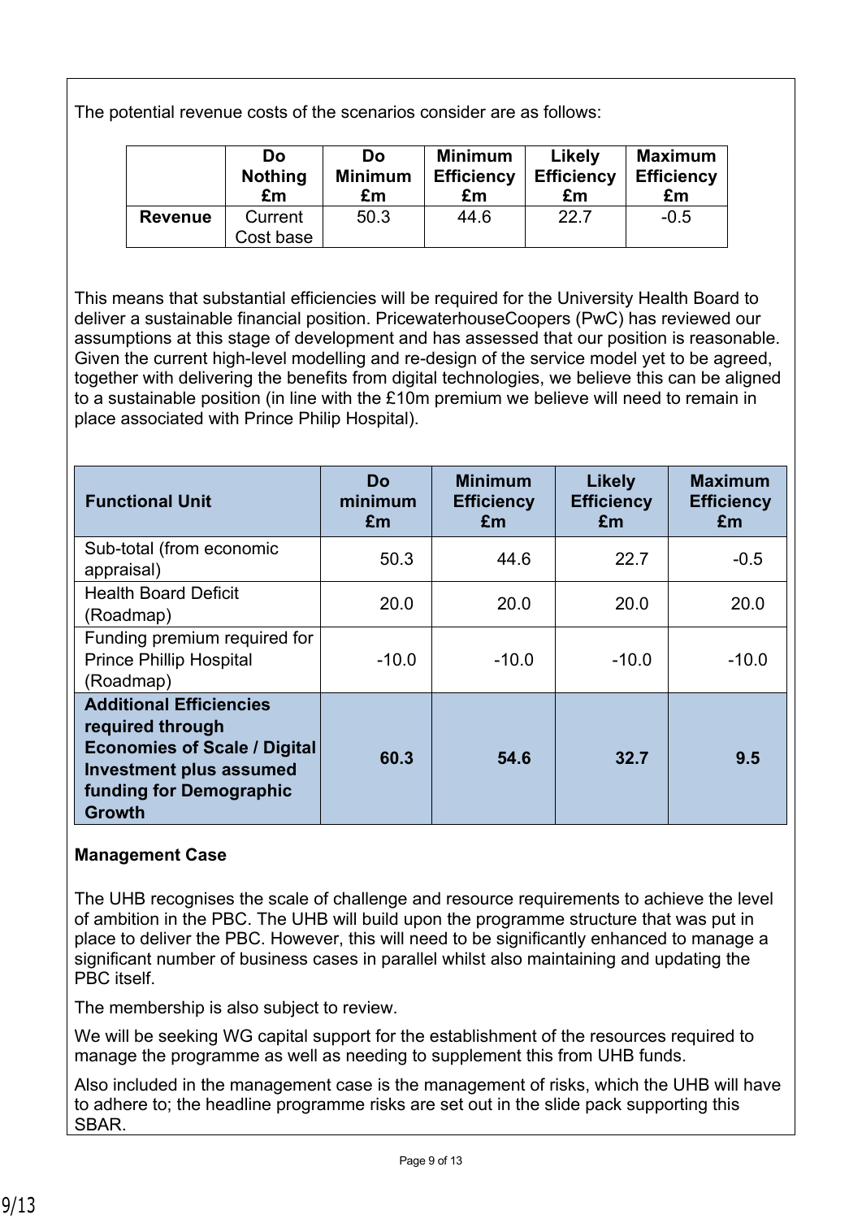The potential revenue costs of the scenarios consider are as follows:

| | Do Nothing £m | Do Minimum £m | Minimum Efficiency £m | Likely Efficiency £m | Maximum Efficiency £m |
|---|---|---|---|---|---|
| **Revenue** | Current Cost base | 50.3 | 44.6 | 22.7 | -0.5 |

This means that substantial efficiencies will be required for the University Health Board to deliver a sustainable financial position. PricewaterhouseCoopers (PwC) has reviewed our assumptions at this stage of development and has assessed that our position is reasonable. Given the current high-level modelling and re-design of the service model yet to be agreed, together with delivering the benefits from digital technologies, we believe this can be aligned to a sustainable position (in line with the £10m premium we believe will need to remain in place associated with Prince Philip Hospital).

| Functional Unit | Do minimum £m | Minimum Efficiency £m | Likely Efficiency £m | Maximum Efficiency £m |
|---|---|---|---|---|
| Sub-total (from economic appraisal) | 50.3 | 44.6 | 22.7 | -0.5 |
| Health Board Deficit (Roadmap) | 20.0 | 20.0 | 20.0 | 20.0 |
| Funding premium required for Prince Phillip Hospital (Roadmap) | -10.0 | -10.0 | -10.0 | -10.0 |
| **Additional Efficiencies required through Economies of Scale / Digital Investment plus assumed funding for Demographic Growth** | **60.3** | **54.6** | **32.7** | **9.5** |

**Management Case**

The UHB recognises the scale of challenge and resource requirements to achieve the level of ambition in the PBC. The UHB will build upon the programme structure that was put in place to deliver the PBC. However, this will need to be significantly enhanced to manage a significant number of business cases in parallel whilst also maintaining and updating the PBC itself.

The membership is also subject to review.

We will be seeking WG capital support for the establishment of the resources required to manage the programme as well as needing to supplement this from UHB funds.

Also included in the management case is the management of risks, which the UHB will have to adhere to; the headline programme risks are set out in the slide pack supporting this SBAR.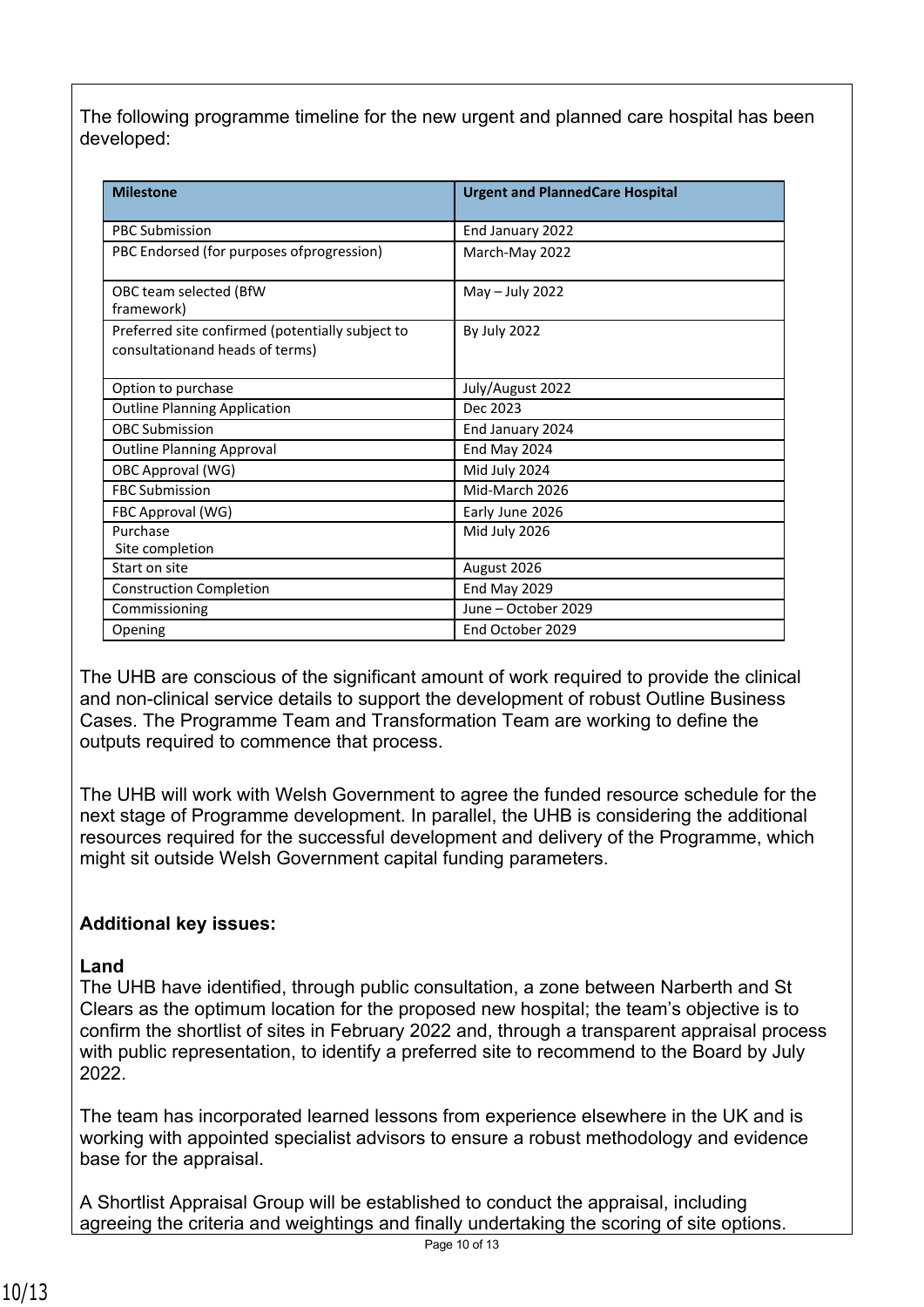The following programme timeline for the new urgent and planned care hospital has been developed:

| Milestone | Urgent and PlannedCare Hospital |
|---|---|
| PBC Submission | End January 2022 |
| PBC Endorsed (for purposes ofprogression) | March-May 2022 |
| OBC team selected (BfW framework) | May – July 2022 |
| Preferred site confirmed (potentially subject to consultationand heads of terms) | By July 2022 |
| Option to purchase | July/August 2022 |
| Outline Planning Application | Dec 2023 |
| OBC Submission | End January 2024 |
| Outline Planning Approval | End May 2024 |
| OBC Approval (WG) | Mid July 2024 |
| FBC Submission | Mid-March 2026 |
| FBC Approval (WG) | Early June 2026 |
| Purchase Site completion | Mid July 2026 |
| Start on site | August 2026 |
| Construction Completion | End May 2029 |
| Commissioning | June – October 2029 |
| Opening | End October 2029 |

The UHB are conscious of the significant amount of work required to provide the clinical and non-clinical service details to support the development of robust Outline Business Cases. The Programme Team and Transformation Team are working to define the outputs required to commence that process.

The UHB will work with Welsh Government to agree the funded resource schedule for the next stage of Programme development. In parallel, the UHB is considering the additional resources required for the successful development and delivery of the Programme, which might sit outside Welsh Government capital funding parameters.

**Additional key issues:**

**Land**

The UHB have identified, through public consultation, a zone between Narberth and St Clears as the optimum location for the proposed new hospital; the team's objective is to confirm the shortlist of sites in February 2022 and, through a transparent appraisal process with public representation, to identify a preferred site to recommend to the Board by July 2022.

The team has incorporated learned lessons from experience elsewhere in the UK and is working with appointed specialist advisors to ensure a robust methodology and evidence base for the appraisal.

A Shortlist Appraisal Group will be established to conduct the appraisal, including agreeing the criteria and weightings and finally undertaking the scoring of site options.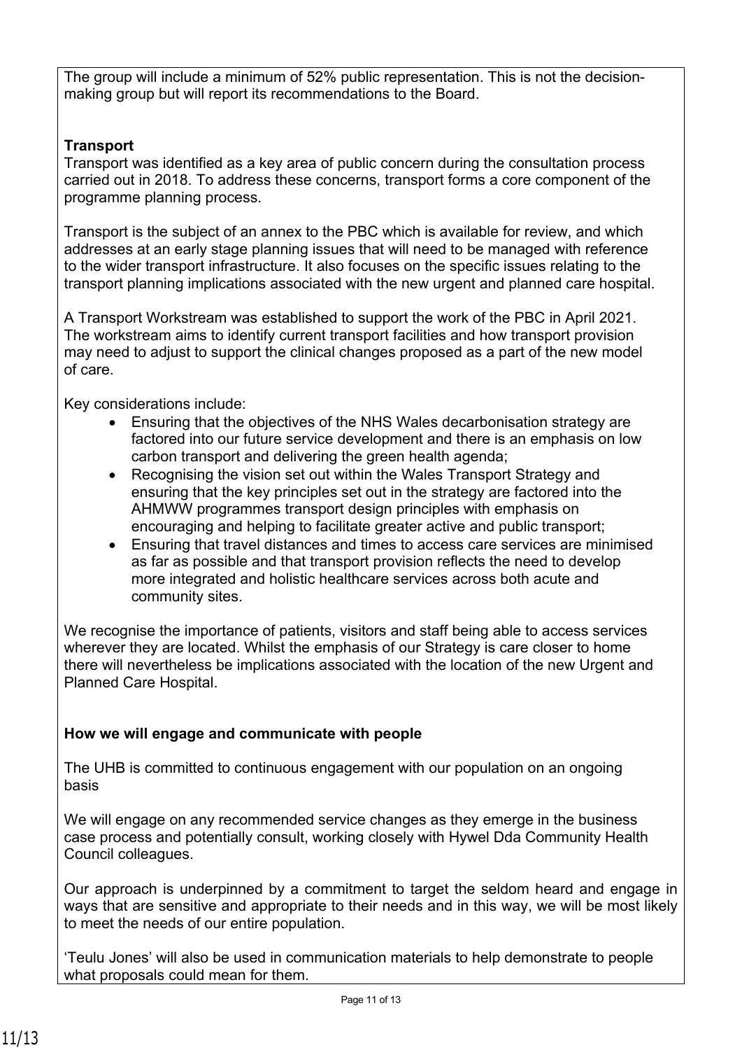The group will include a minimum of 52% public representation. This is not the decision-making group but will report its recommendations to the Board.

**Transport**

Transport was identified as a key area of public concern during the consultation process carried out in 2018. To address these concerns, transport forms a core component of the programme planning process.

Transport is the subject of an annex to the PBC which is available for review, and which addresses at an early stage planning issues that will need to be managed with reference to the wider transport infrastructure. It also focuses on the specific issues relating to the transport planning implications associated with the new urgent and planned care hospital.

A Transport Workstream was established to support the work of the PBC in April 2021. The workstream aims to identify current transport facilities and how transport provision may need to adjust to support the clinical changes proposed as a part of the new model of care.

Key considerations include:

- Ensuring that the objectives of the NHS Wales decarbonisation strategy are factored into our future service development and there is an emphasis on low carbon transport and delivering the green health agenda;
- Recognising the vision set out within the Wales Transport Strategy and ensuring that the key principles set out in the strategy are factored into the AHMWW programmes transport design principles with emphasis on encouraging and helping to facilitate greater active and public transport;
- Ensuring that travel distances and times to access care services are minimised as far as possible and that transport provision reflects the need to develop more integrated and holistic healthcare services across both acute and community sites.

We recognise the importance of patients, visitors and staff being able to access services wherever they are located. Whilst the emphasis of our Strategy is care closer to home there will nevertheless be implications associated with the location of the new Urgent and Planned Care Hospital.

**How we will engage and communicate with people**

The UHB is committed to continuous engagement with our population on an ongoing basis

We will engage on any recommended service changes as they emerge in the business case process and potentially consult, working closely with Hywel Dda Community Health Council colleagues.

Our approach is underpinned by a commitment to target the seldom heard and engage in ways that are sensitive and appropriate to their needs and in this way, we will be most likely to meet the needs of our entire population.

'Teulu Jones' will also be used in communication materials to help demonstrate to people what proposals could mean for them.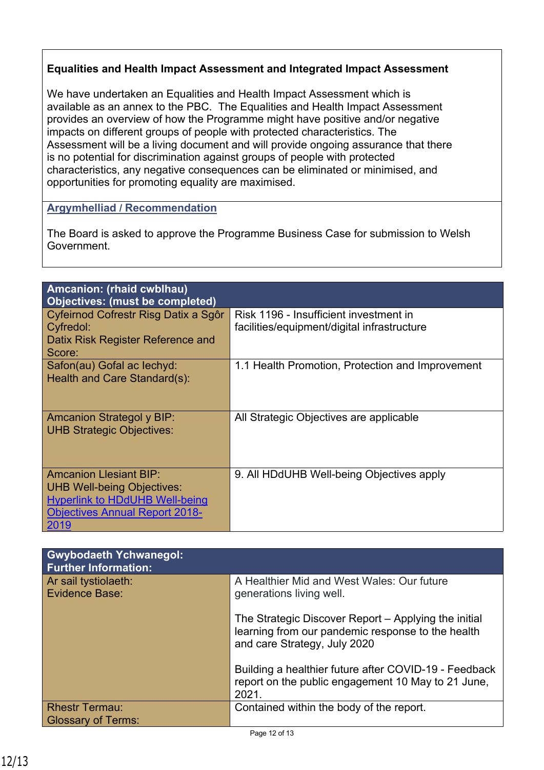**Equalities and Health Impact Assessment and Integrated Impact Assessment**

We have undertaken an Equalities and Health Impact Assessment which is available as an annex to the PBC. The Equalities and Health Impact Assessment provides an overview of how the Programme might have positive and/or negative impacts on different groups of people with protected characteristics. The Assessment will be a living document and will provide ongoing assurance that there is no potential for discrimination against groups of people with protected characteristics, any negative consequences can be eliminated or minimised, and opportunities for promoting equality are maximised.

**Argymhelliad / Recommendation**

The Board is asked to approve the Programme Business Case for submission to Welsh Government.

| **Amcanion: (rhaid cwblhau)<br>Objectives: (must be completed)** | |
|---|---|
| Cyfeirnod Cofrestr Risg Datix a Sgôr Cyfredol:<br>Datix Risk Register Reference and Score: | Risk 1196 - Insufficient investment in facilities/equipment/digital infrastructure |
| Safon(au) Gofal ac Iechyd:<br>Health and Care Standard(s): | 1.1 Health Promotion, Protection and Improvement |
| Amcanion Strategol y BIP:<br>UHB Strategic Objectives: | All Strategic Objectives are applicable |
| Amcanion Llesiant BIP:<br>UHB Well-being Objectives:<br>Hyperlink to HDdUHB Well-being Objectives Annual Report 2018-2019 | 9. All HDdUHB Well-being Objectives apply |

| **Gwybodaeth Ychwanegol:<br>Further Information:** | |
|---|---|
| Ar sail tystiolaeth:<br>Evidence Base: | A Healthier Mid and West Wales: Our future generations living well.<br><br>The Strategic Discover Report – Applying the initial learning from our pandemic response to the health and care Strategy, July 2020<br><br>Building a healthier future after COVID-19 - Feedback report on the public engagement 10 May to 21 June, 2021. |
| Rhestr Termau:<br>Glossary of Terms: | Contained within the body of the report. |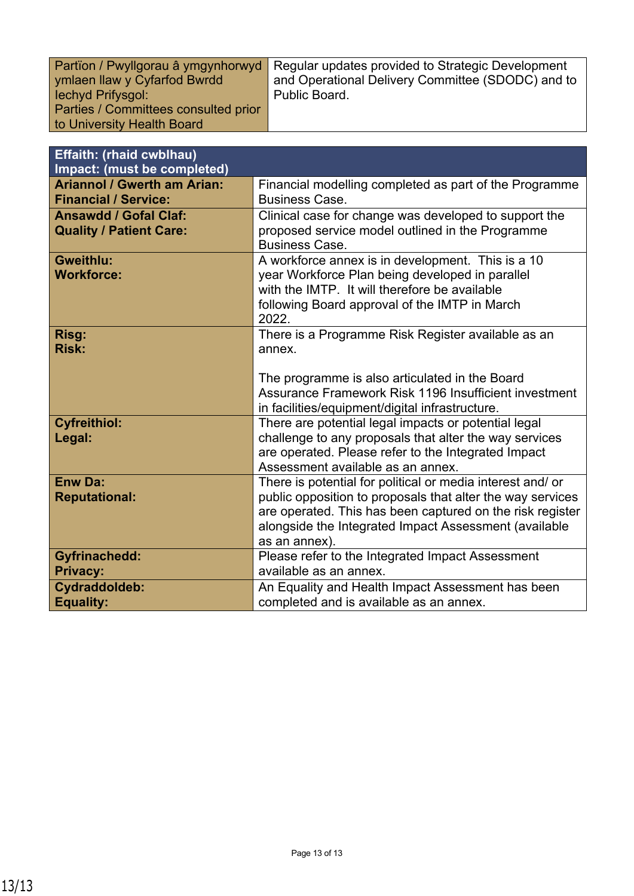| | |
|---|---|
| Partïon / Pwyllgorau â ymgynhorwyd ymlaen llaw y Cyfarfod Bwrdd Iechyd Prifysgol: Parties / Committees consulted prior to University Health Board | Regular updates provided to Strategic Development and Operational Delivery Committee (SDODC) and to Public Board. |

| **Effaith: (rhaid cwblhau)** **Impact: (must be completed)** | |
|---|---|
| **Ariannol / Gwerth am Arian: Financial / Service:** | Financial modelling completed as part of the Programme Business Case. |
| **Ansawdd / Gofal Claf: Quality / Patient Care:** | Clinical case for change was developed to support the proposed service model outlined in the Programme Business Case. |
| **Gweithlu: Workforce:** | A workforce annex is in development. This is a 10 year Workforce Plan being developed in parallel with the IMTP. It will therefore be available following Board approval of the IMTP in March 2022. |
| **Risg: Risk:** | There is a Programme Risk Register available as an annex.<br><br>The programme is also articulated in the Board Assurance Framework Risk 1196 Insufficient investment in facilities/equipment/digital infrastructure. |
| **Cyfreithiol: Legal:** | There are potential legal impacts or potential legal challenge to any proposals that alter the way services are operated. Please refer to the Integrated Impact Assessment available as an annex. |
| **Enw Da: Reputational:** | There is potential for political or media interest and/ or public opposition to proposals that alter the way services are operated. This has been captured on the risk register alongside the Integrated Impact Assessment (available as an annex). |
| **Gyfrinachedd: Privacy:** | Please refer to the Integrated Impact Assessment available as an annex. |
| **Cydraddoldeb: Equality:** | An Equality and Health Impact Assessment has been completed and is available as an annex. |